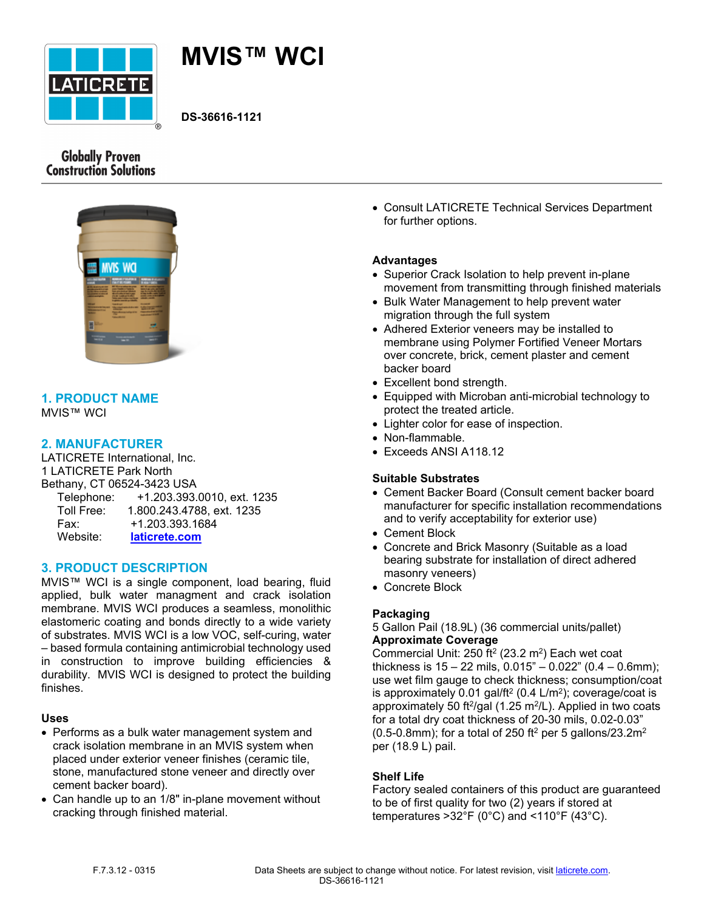# MVIS™ WCI

DS-36616-1121

Globally Proven Construction Solutions

## 1. PRODUCT NAME

MVIS™ WCI

## 2. MANUFACTURER

LATICRETE International, Inc.
1 LATICRETE Park North
Bethany, CT 06524-3423 USA

Telephone: +1.203.393.0010, ext. 1235
Toll Free: 1.800.243.4788, ext. 1235
Fax: +1.203.393.1684
Website: laticrete.com

## 3. PRODUCT DESCRIPTION

MVIS™ WCI is a single component, load bearing, fluid applied, bulk water managment and crack isolation membrane. MVIS WCI produces a seamless, monolithic elastomeric coating and bonds directly to a wide variety of substrates. MVIS WCI is a low VOC, self-curing, water – based formula containing antimicrobial technology used in construction to improve building efficiencies & durability. MVIS WCI is designed to protect the building finishes.

### Uses

- Performs as a bulk water management system and crack isolation membrane in an MVIS system when placed under exterior veneer finishes (ceramic tile, stone, manufactured stone veneer and directly over cement backer board).
- Can handle up to an 1/8" in-plane movement without cracking through finished material.
- Consult LATICRETE Technical Services Department for further options.

### Advantages

- Superior Crack Isolation to help prevent in-plane movement from transmitting through finished materials
- Bulk Water Management to help prevent water migration through the full system
- Adhered Exterior veneers may be installed to membrane using Polymer Fortified Veneer Mortars over concrete, brick, cement plaster and cement backer board
- Excellent bond strength.
- Equipped with Microban anti-microbial technology to protect the treated article.
- Lighter color for ease of inspection.
- Non-flammable.
- Exceeds ANSI A118.12

### Suitable Substrates

- Cement Backer Board (Consult cement backer board manufacturer for specific installation recommendations and to verify acceptability for exterior use)
- Cement Block
- Concrete and Brick Masonry (Suitable as a load bearing substrate for installation of direct adhered masonry veneers)
- Concrete Block

### Packaging

5 Gallon Pail (18.9L) (36 commercial units/pallet)

**Approximate Coverage**

Commercial Unit: 250 ft$^2$ (23.2 m$^2$) Each wet coat thickness is 15 – 22 mils, 0.015" – 0.022" (0.4 – 0.6mm); use wet film gauge to check thickness; consumption/coat is approximately 0.01 gal/ft$^2$ (0.4 L/m$^2$); coverage/coat is approximately 50 ft$^2$/gal (1.25 m$^2$/L). Applied in two coats for a total dry coat thickness of 20-30 mils, 0.02-0.03" (0.5-0.8mm); for a total of 250 ft$^2$ per 5 gallons/23.2m$^2$ per (18.9 L) pail.

### Shelf Life

Factory sealed containers of this product are guaranteed to be of first quality for two (2) years if stored at temperatures >32°F (0°C) and <110°F (43°C).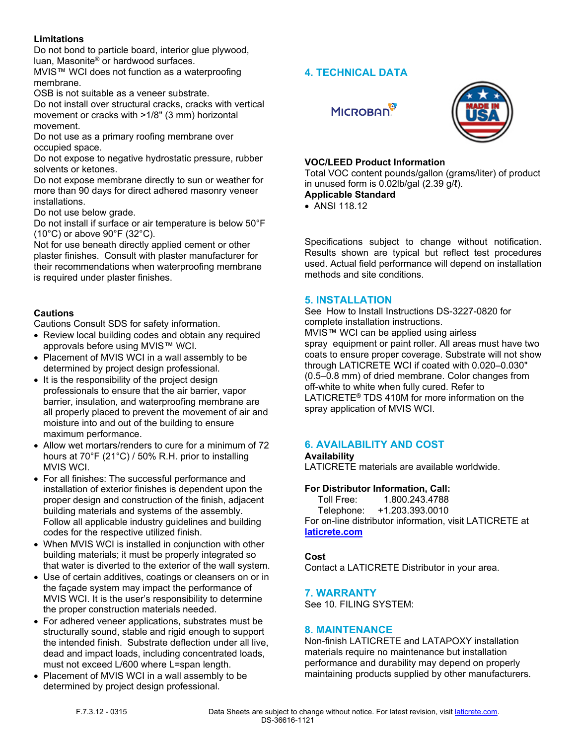**Limitations**

Do not bond to particle board, interior glue plywood, luan, Masonite® or hardwood surfaces.

MVIS™ WCI does not function as a waterproofing membrane.

OSB is not suitable as a veneer substrate.

Do not install over structural cracks, cracks with vertical movement or cracks with >1/8" (3 mm) horizontal movement.

Do not use as a primary roofing membrane over occupied space.

Do not expose to negative hydrostatic pressure, rubber solvents or ketones.

Do not expose membrane directly to sun or weather for more than 90 days for direct adhered masonry veneer installations.

Do not use below grade.

Do not install if surface or air temperature is below 50°F (10°C) or above 90°F (32°C).

Not for use beneath directly applied cement or other plaster finishes. Consult with plaster manufacturer for their recommendations when waterproofing membrane is required under plaster finishes.

**Cautions**

Cautions Consult SDS for safety information.

- Review local building codes and obtain any required approvals before using MVIS™ WCI.
- Placement of MVIS WCI in a wall assembly to be determined by project design professional.
- It is the responsibility of the project design professionals to ensure that the air barrier, vapor barrier, insulation, and waterproofing membrane are all properly placed to prevent the movement of air and moisture into and out of the building to ensure maximum performance.
- Allow wet mortars/renders to cure for a minimum of 72 hours at 70°F (21°C) / 50% R.H. prior to installing MVIS WCI.
- For all finishes: The successful performance and installation of exterior finishes is dependent upon the proper design and construction of the finish, adjacent building materials and systems of the assembly. Follow all applicable industry guidelines and building codes for the respective utilized finish.
- When MVIS WCI is installed in conjunction with other building materials; it must be properly integrated so that water is diverted to the exterior of the wall system.
- Use of certain additives, coatings or cleansers on or in the façade system may impact the performance of MVIS WCI. It is the user's responsibility to determine the proper construction materials needed.
- For adhered veneer applications, substrates must be structurally sound, stable and rigid enough to support the intended finish. Substrate deflection under all live, dead and impact loads, including concentrated loads, must not exceed L/600 where L=span length.
- Placement of MVIS WCI in a wall assembly to be determined by project design professional.

## 4. TECHNICAL DATA

**VOC/LEED Product Information**

Total VOC content pounds/gallon (grams/liter) of product in unused form is 0.02lb/gal (2.39 g/ℓ).

**Applicable Standard**

- ANSI 118.12

Specifications subject to change without notification. Results shown are typical but reflect test procedures used. Actual field performance will depend on installation methods and site conditions.

## 5. INSTALLATION

See How to Install Instructions DS-3227-0820 for complete installation instructions.

MVIS™ WCI can be applied using airless spray equipment or paint roller. All areas must have two coats to ensure proper coverage. Substrate will not show through LATICRETE WCI if coated with 0.020–0.030" (0.5–0.8 mm) of dried membrane. Color changes from off-white to white when fully cured. Refer to LATICRETE® TDS 410M for more information on the spray application of MVIS WCI.

## 6. AVAILABILITY AND COST

**Availability**

LATICRETE materials are available worldwide.

**For Distributor Information, Call:**

Toll Free: 1.800.243.4788

Telephone: +1.203.393.0010

For on-line distributor information, visit LATICRETE at **laticrete.com**

**Cost**

Contact a LATICRETE Distributor in your area.

## 7. WARRANTY

See 10. FILING SYSTEM:

## 8. MAINTENANCE

Non-finish LATICRETE and LATAPOXY installation materials require no maintenance but installation performance and durability may depend on properly maintaining products supplied by other manufacturers.

F.7.3.12 - 0315

Data Sheets are subject to change without notice. For latest revision, visit laticrete.com.
DS-36616-1121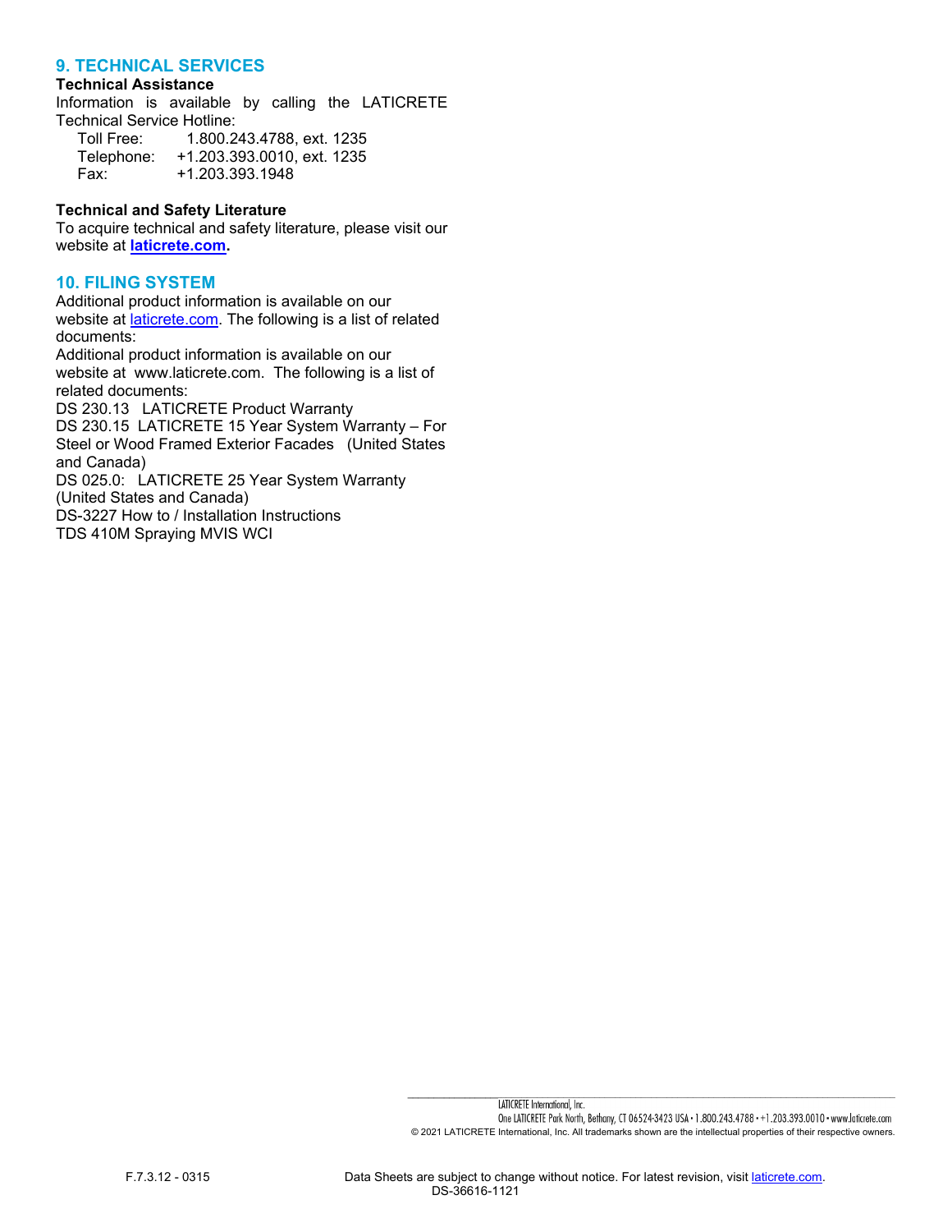## 9. TECHNICAL SERVICES

**Technical Assistance**

Information is available by calling the LATICRETE Technical Service Hotline:

Toll Free: 1.800.243.4788, ext. 1235
Telephone: +1.203.393.0010, ext. 1235
Fax: +1.203.393.1948

**Technical and Safety Literature**

To acquire technical and safety literature, please visit our website at **laticrete.com.**

## 10. FILING SYSTEM

Additional product information is available on our website at laticrete.com. The following is a list of related documents:

Additional product information is available on our website at www.laticrete.com. The following is a list of related documents:

DS 230.13 LATICRETE Product Warranty
DS 230.15 LATICRETE 15 Year System Warranty – For Steel or Wood Framed Exterior Facades (United States and Canada)
DS 025.0: LATICRETE 25 Year System Warranty (United States and Canada)
DS-3227 How to / Installation Instructions
TDS 410M Spraying MVIS WCI

LATICRETE International, Inc.
One LATICRETE Park North, Bethany, CT 06524-3423 USA • 1.800.243.4788 • +1.203.393.0010 • www.laticrete.com
© 2021 LATICRETE International, Inc. All trademarks shown are the intellectual properties of their respective owners.

F.7.3.12 - 0315

Data Sheets are subject to change without notice. For latest revision, visit laticrete.com.
DS-36616-1121